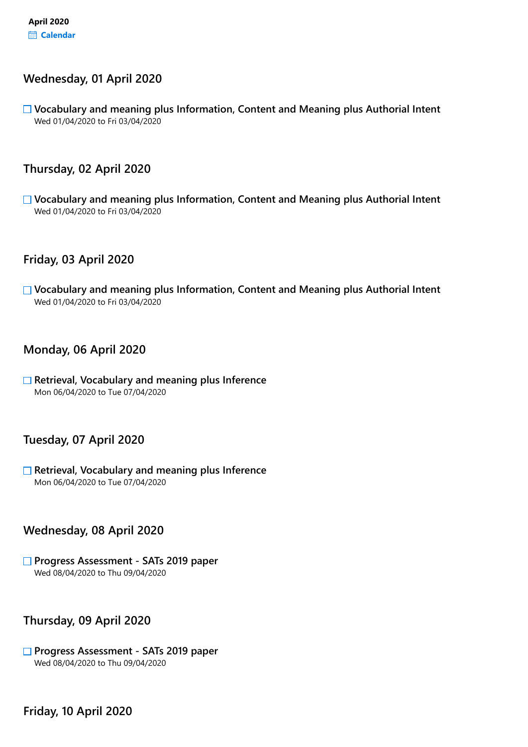**April 2020**
**Calendar**

## Wednesday, 01 April 2020

- [ ] **Vocabulary and meaning plus Information, Content and Meaning plus Authorial Intent**
  Wed 01/04/2020 to Fri 03/04/2020

## Thursday, 02 April 2020

- [ ] **Vocabulary and meaning plus Information, Content and Meaning plus Authorial Intent**
  Wed 01/04/2020 to Fri 03/04/2020

## Friday, 03 April 2020

- [ ] **Vocabulary and meaning plus Information, Content and Meaning plus Authorial Intent**
  Wed 01/04/2020 to Fri 03/04/2020

## Monday, 06 April 2020

- [ ] **Retrieval, Vocabulary and meaning plus Inference**
  Mon 06/04/2020 to Tue 07/04/2020

## Tuesday, 07 April 2020

- [ ] **Retrieval, Vocabulary and meaning plus Inference**
  Mon 06/04/2020 to Tue 07/04/2020

## Wednesday, 08 April 2020

- [ ] **Progress Assessment - SATs 2019 paper**
  Wed 08/04/2020 to Thu 09/04/2020

## Thursday, 09 April 2020

- [ ] **Progress Assessment - SATs 2019 paper**
  Wed 08/04/2020 to Thu 09/04/2020

## Friday, 10 April 2020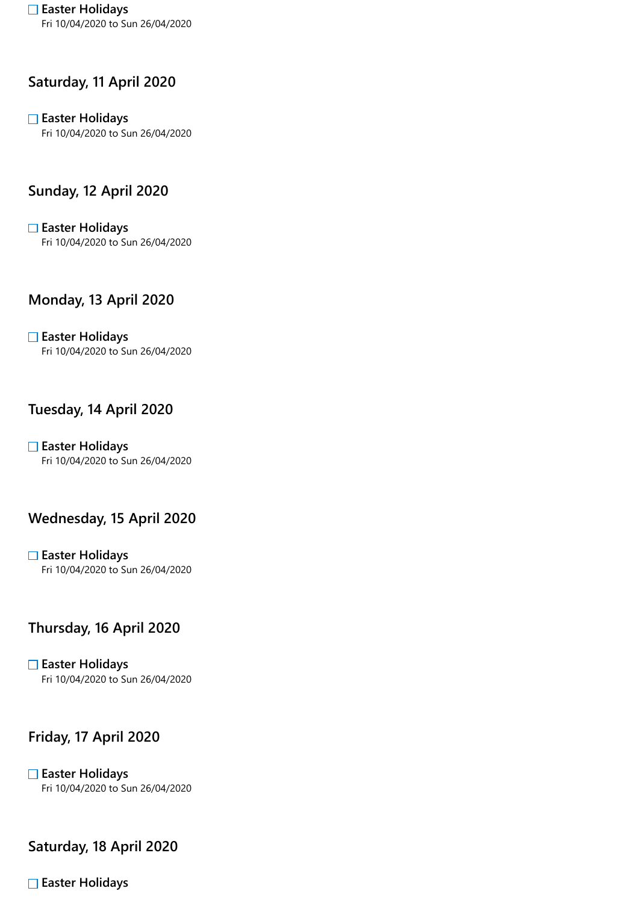- [ ] **Easter Holidays**
  Fri 10/04/2020 to Sun 26/04/2020

## Saturday, 11 April 2020

- [ ] **Easter Holidays**
  Fri 10/04/2020 to Sun 26/04/2020

## Sunday, 12 April 2020

- [ ] **Easter Holidays**
  Fri 10/04/2020 to Sun 26/04/2020

## Monday, 13 April 2020

- [ ] **Easter Holidays**
  Fri 10/04/2020 to Sun 26/04/2020

## Tuesday, 14 April 2020

- [ ] **Easter Holidays**
  Fri 10/04/2020 to Sun 26/04/2020

## Wednesday, 15 April 2020

- [ ] **Easter Holidays**
  Fri 10/04/2020 to Sun 26/04/2020

## Thursday, 16 April 2020

- [ ] **Easter Holidays**
  Fri 10/04/2020 to Sun 26/04/2020

## Friday, 17 April 2020

- [ ] **Easter Holidays**
  Fri 10/04/2020 to Sun 26/04/2020

## Saturday, 18 April 2020

- [ ] **Easter Holidays**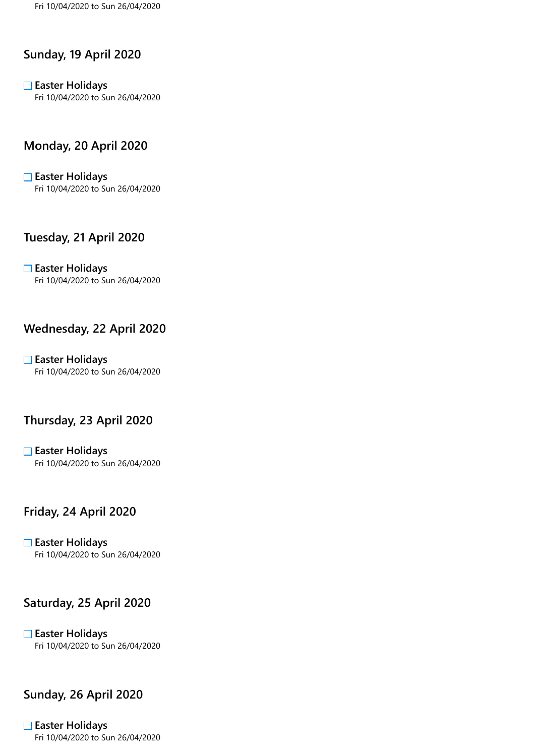Fri 10/04/2020 to Sun 26/04/2020

## Sunday, 19 April 2020

☐ **Easter Holidays**
Fri 10/04/2020 to Sun 26/04/2020

## Monday, 20 April 2020

☐ **Easter Holidays**
Fri 10/04/2020 to Sun 26/04/2020

## Tuesday, 21 April 2020

☐ **Easter Holidays**
Fri 10/04/2020 to Sun 26/04/2020

## Wednesday, 22 April 2020

☐ **Easter Holidays**
Fri 10/04/2020 to Sun 26/04/2020

## Thursday, 23 April 2020

☐ **Easter Holidays**
Fri 10/04/2020 to Sun 26/04/2020

## Friday, 24 April 2020

☐ **Easter Holidays**
Fri 10/04/2020 to Sun 26/04/2020

## Saturday, 25 April 2020

☐ **Easter Holidays**
Fri 10/04/2020 to Sun 26/04/2020

## Sunday, 26 April 2020

☐ **Easter Holidays**
Fri 10/04/2020 to Sun 26/04/2020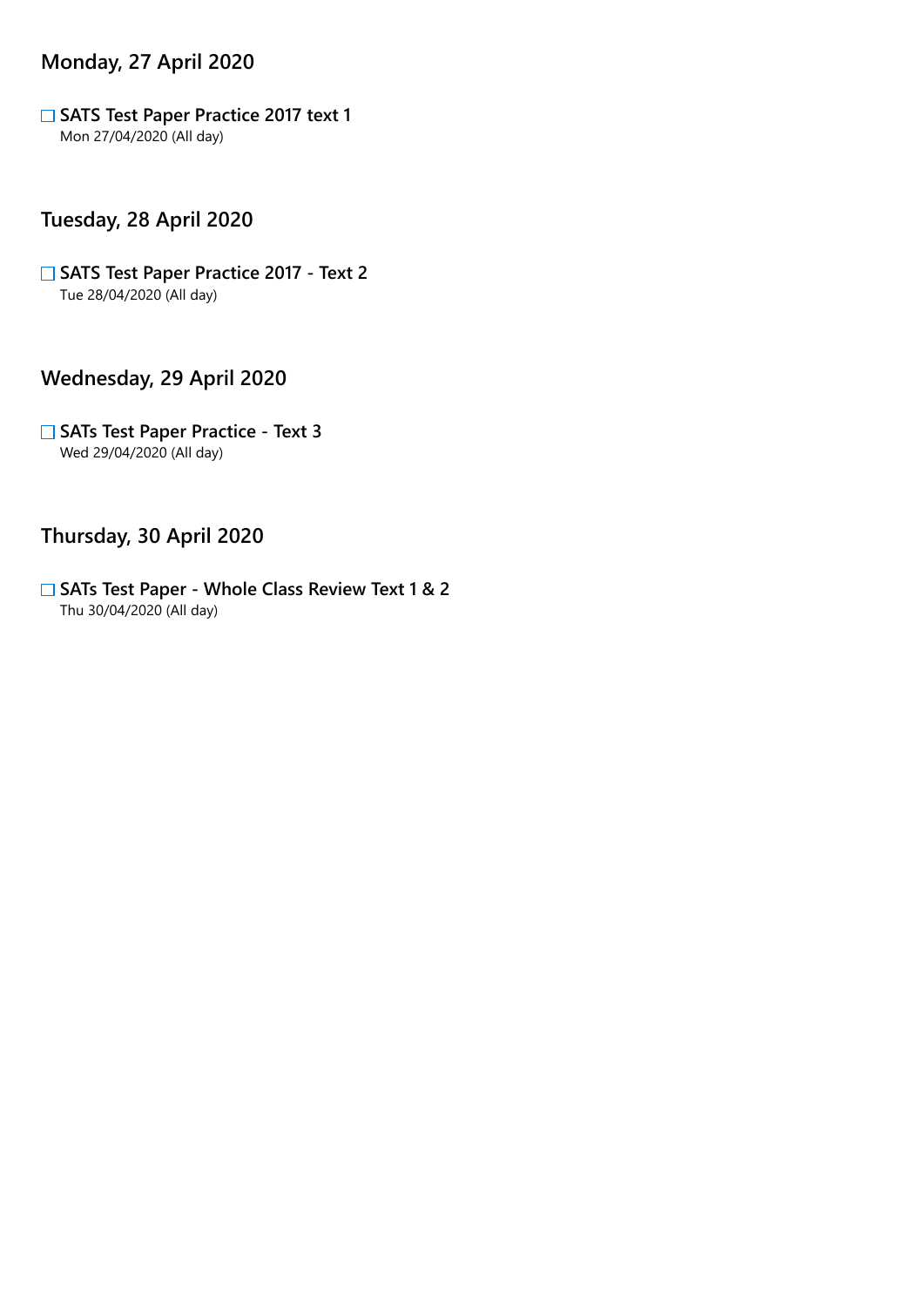## Monday, 27 April 2020

- [ ] **SATS Test Paper Practice 2017 text 1**
  Mon 27/04/2020 (All day)

## Tuesday, 28 April 2020

- [ ] **SATS Test Paper Practice 2017 - Text 2**
  Tue 28/04/2020 (All day)

## Wednesday, 29 April 2020

- [ ] **SATs Test Paper Practice - Text 3**
  Wed 29/04/2020 (All day)

## Thursday, 30 April 2020

- [ ] **SATs Test Paper - Whole Class Review Text 1 & 2**
  Thu 30/04/2020 (All day)